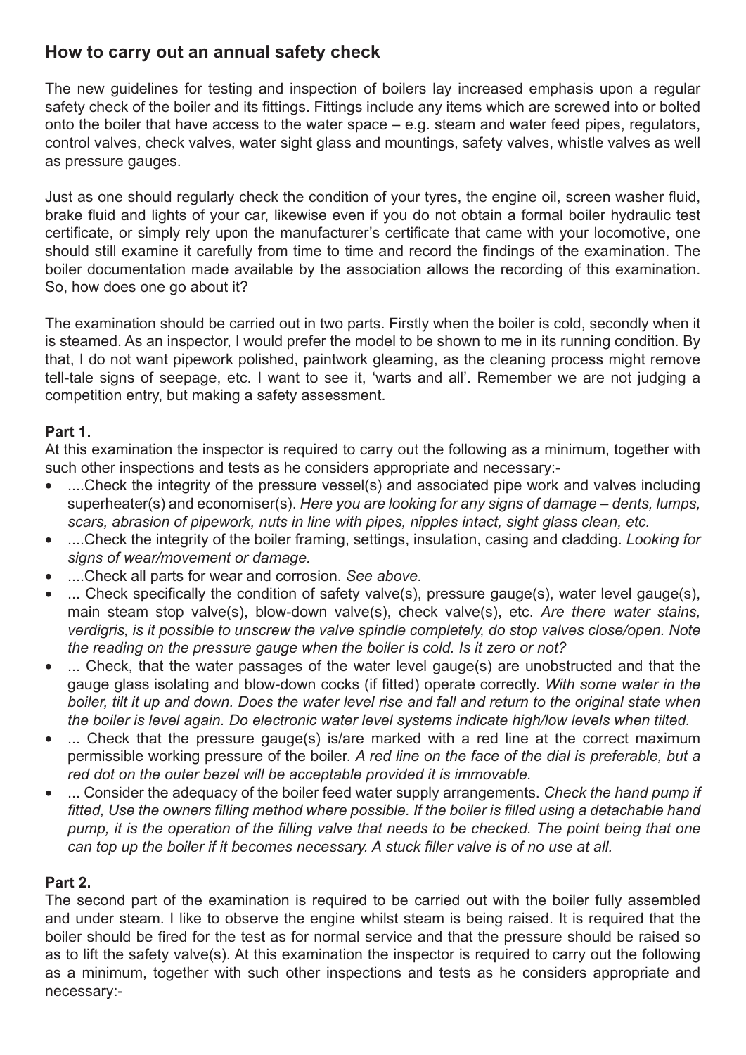## How to carry out an annual safety check

The new guidelines for testing and inspection of boilers lay increased emphasis upon a regular safety check of the boiler and its fittings. Fittings include any items which are screwed into or bolted onto the boiler that have access to the water space – e.g. steam and water feed pipes, regulators, control valves, check valves, water sight glass and mountings, safety valves, whistle valves as well as pressure gauges.

Just as one should regularly check the condition of your tyres, the engine oil, screen washer fluid, brake fluid and lights of your car, likewise even if you do not obtain a formal boiler hydraulic test certificate, or simply rely upon the manufacturer's certificate that came with your locomotive, one should still examine it carefully from time to time and record the findings of the examination. The boiler documentation made available by the association allows the recording of this examination. So, how does one go about it?

The examination should be carried out in two parts. Firstly when the boiler is cold, secondly when it is steamed. As an inspector, I would prefer the model to be shown to me in its running condition. By that, I do not want pipework polished, paintwork gleaming, as the cleaning process might remove tell-tale signs of seepage, etc. I want to see it, 'warts and all'. Remember we are not judging a competition entry, but making a safety assessment.

**Part 1.**

At this examination the inspector is required to carry out the following as a minimum, together with such other inspections and tests as he considers appropriate and necessary:-

- ....Check the integrity of the pressure vessel(s) and associated pipe work and valves including superheater(s) and economiser(s). *Here you are looking for any signs of damage – dents, lumps, scars, abrasion of pipework, nuts in line with pipes, nipples intact, sight glass clean, etc.*
- ....Check the integrity of the boiler framing, settings, insulation, casing and cladding. *Looking for signs of wear/movement or damage.*
- ....Check all parts for wear and corrosion. *See above.*
- ... Check specifically the condition of safety valve(s), pressure gauge(s), water level gauge(s), main steam stop valve(s), blow-down valve(s), check valve(s), etc. *Are there water stains, verdigris, is it possible to unscrew the valve spindle completely, do stop valves close/open. Note the reading on the pressure gauge when the boiler is cold. Is it zero or not?*
- ... Check, that the water passages of the water level gauge(s) are unobstructed and that the gauge glass isolating and blow-down cocks (if fitted) operate correctly. *With some water in the boiler, tilt it up and down. Does the water level rise and fall and return to the original state when the boiler is level again. Do electronic water level systems indicate high/low levels when tilted.*
- ... Check that the pressure gauge(s) is/are marked with a red line at the correct maximum permissible working pressure of the boiler. *A red line on the face of the dial is preferable, but a red dot on the outer bezel will be acceptable provided it is immovable.*
- ... Consider the adequacy of the boiler feed water supply arrangements. *Check the hand pump if fitted, Use the owners filling method where possible. If the boiler is filled using a detachable hand pump, it is the operation of the filling valve that needs to be checked. The point being that one can top up the boiler if it becomes necessary. A stuck filler valve is of no use at all.*

**Part 2.**

The second part of the examination is required to be carried out with the boiler fully assembled and under steam. I like to observe the engine whilst steam is being raised. It is required that the boiler should be fired for the test as for normal service and that the pressure should be raised so as to lift the safety valve(s). At this examination the inspector is required to carry out the following as a minimum, together with such other inspections and tests as he considers appropriate and necessary:-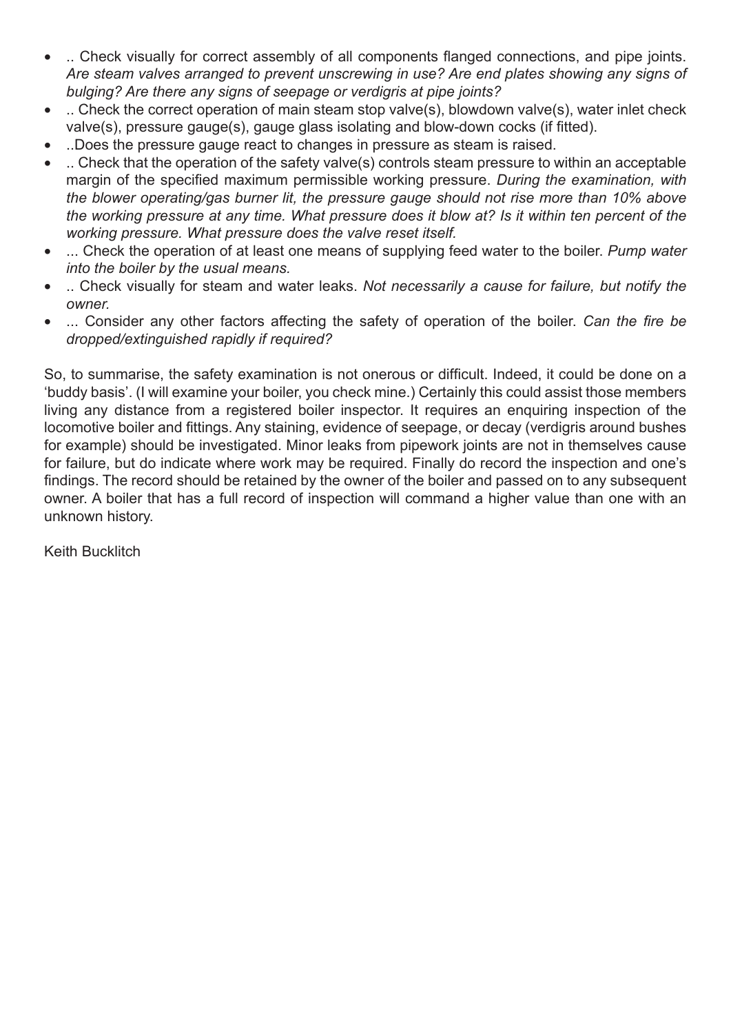- .. Check visually for correct assembly of all components flanged connections, and pipe joints. *Are steam valves arranged to prevent unscrewing in use? Are end plates showing any signs of bulging? Are there any signs of seepage or verdigris at pipe joints?*
- .. Check the correct operation of main steam stop valve(s), blowdown valve(s), water inlet check valve(s), pressure gauge(s), gauge glass isolating and blow-down cocks (if fitted).
- ..Does the pressure gauge react to changes in pressure as steam is raised.
- .. Check that the operation of the safety valve(s) controls steam pressure to within an acceptable margin of the specified maximum permissible working pressure. *During the examination, with the blower operating/gas burner lit, the pressure gauge should not rise more than 10% above the working pressure at any time. What pressure does it blow at? Is it within ten percent of the working pressure. What pressure does the valve reset itself.*
- ... Check the operation of at least one means of supplying feed water to the boiler. *Pump water into the boiler by the usual means.*
- .. Check visually for steam and water leaks. *Not necessarily a cause for failure, but notify the owner.*
- ... Consider any other factors affecting the safety of operation of the boiler. *Can the fire be dropped/extinguished rapidly if required?*

So, to summarise, the safety examination is not onerous or difficult. Indeed, it could be done on a 'buddy basis'. (I will examine your boiler, you check mine.) Certainly this could assist those members living any distance from a registered boiler inspector. It requires an enquiring inspection of the locomotive boiler and fittings. Any staining, evidence of seepage, or decay (verdigris around bushes for example) should be investigated. Minor leaks from pipework joints are not in themselves cause for failure, but do indicate where work may be required. Finally do record the inspection and one's findings. The record should be retained by the owner of the boiler and passed on to any subsequent owner. A boiler that has a full record of inspection will command a higher value than one with an unknown history.

Keith Bucklitch